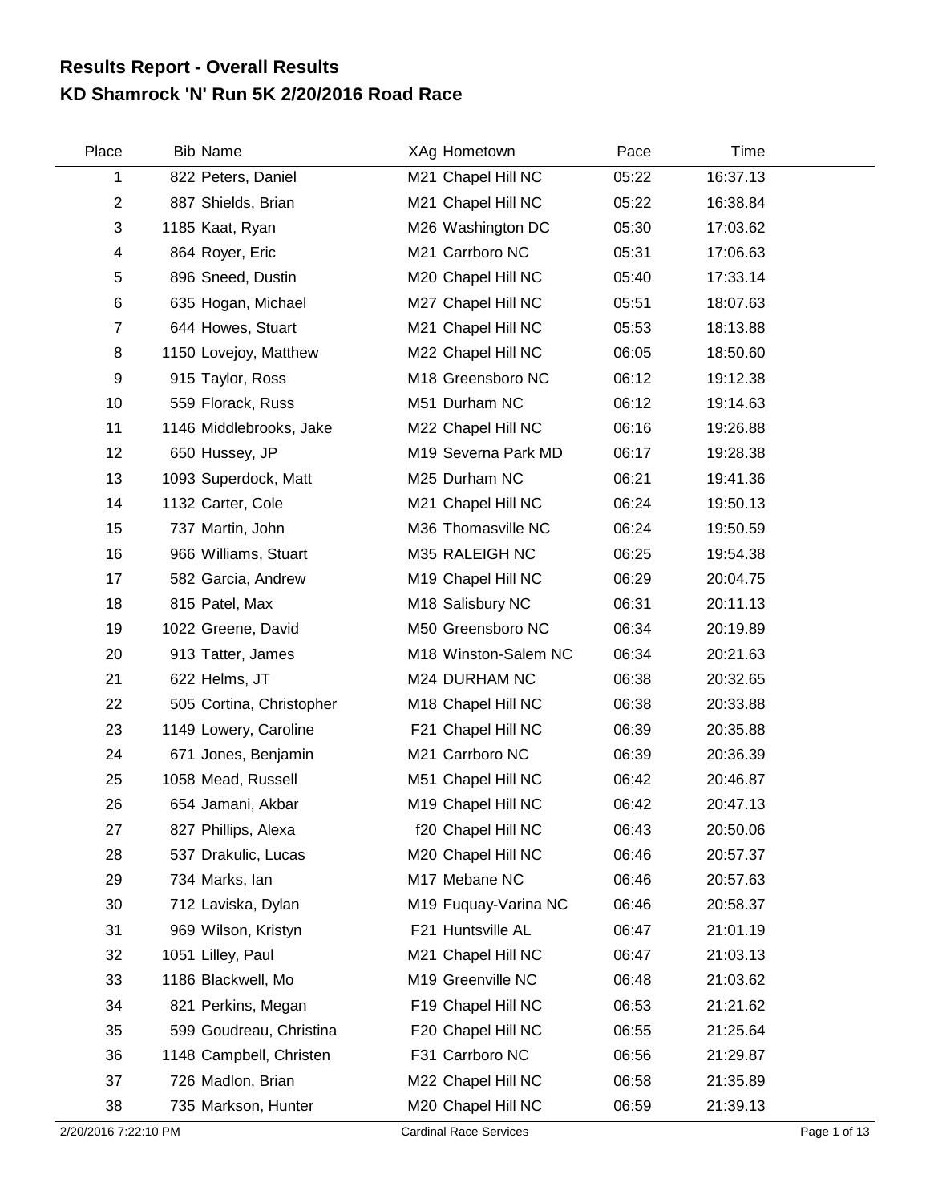# Results Report - Overall Results
# KD Shamrock 'N' Run 5K 2/20/2016 Road Race

| Place | Bib | Name | XAg | Hometown | Pace | Time |
|---|---|---|---|---|---|---|
| 1 | 822 | Peters, Daniel | M21 | Chapel Hill NC | 05:22 | 16:37.13 |
| 2 | 887 | Shields, Brian | M21 | Chapel Hill NC | 05:22 | 16:38.84 |
| 3 | 1185 | Kaat, Ryan | M26 | Washington DC | 05:30 | 17:03.62 |
| 4 | 864 | Royer, Eric | M21 | Carrboro NC | 05:31 | 17:06.63 |
| 5 | 896 | Sneed, Dustin | M20 | Chapel Hill NC | 05:40 | 17:33.14 |
| 6 | 635 | Hogan, Michael | M27 | Chapel Hill NC | 05:51 | 18:07.63 |
| 7 | 644 | Howes, Stuart | M21 | Chapel Hill NC | 05:53 | 18:13.88 |
| 8 | 1150 | Lovejoy, Matthew | M22 | Chapel Hill NC | 06:05 | 18:50.60 |
| 9 | 915 | Taylor, Ross | M18 | Greensboro NC | 06:12 | 19:12.38 |
| 10 | 559 | Florack, Russ | M51 | Durham NC | 06:12 | 19:14.63 |
| 11 | 1146 | Middlebrooks, Jake | M22 | Chapel Hill NC | 06:16 | 19:26.88 |
| 12 | 650 | Hussey, JP | M19 | Severna Park MD | 06:17 | 19:28.38 |
| 13 | 1093 | Superdock, Matt | M25 | Durham NC | 06:21 | 19:41.36 |
| 14 | 1132 | Carter, Cole | M21 | Chapel Hill NC | 06:24 | 19:50.13 |
| 15 | 737 | Martin, John | M36 | Thomasville NC | 06:24 | 19:50.59 |
| 16 | 966 | Williams, Stuart | M35 | RALEIGH NC | 06:25 | 19:54.38 |
| 17 | 582 | Garcia, Andrew | M19 | Chapel Hill NC | 06:29 | 20:04.75 |
| 18 | 815 | Patel, Max | M18 | Salisbury NC | 06:31 | 20:11.13 |
| 19 | 1022 | Greene, David | M50 | Greensboro NC | 06:34 | 20:19.89 |
| 20 | 913 | Tatter, James | M18 | Winston-Salem NC | 06:34 | 20:21.63 |
| 21 | 622 | Helms, JT | M24 | DURHAM NC | 06:38 | 20:32.65 |
| 22 | 505 | Cortina, Christopher | M18 | Chapel Hill NC | 06:38 | 20:33.88 |
| 23 | 1149 | Lowery, Caroline | F21 | Chapel Hill NC | 06:39 | 20:35.88 |
| 24 | 671 | Jones, Benjamin | M21 | Carrboro NC | 06:39 | 20:36.39 |
| 25 | 1058 | Mead, Russell | M51 | Chapel Hill NC | 06:42 | 20:46.87 |
| 26 | 654 | Jamani, Akbar | M19 | Chapel Hill NC | 06:42 | 20:47.13 |
| 27 | 827 | Phillips, Alexa | f20 | Chapel Hill NC | 06:43 | 20:50.06 |
| 28 | 537 | Drakulic, Lucas | M20 | Chapel Hill NC | 06:46 | 20:57.37 |
| 29 | 734 | Marks, Ian | M17 | Mebane NC | 06:46 | 20:57.63 |
| 30 | 712 | Laviska, Dylan | M19 | Fuquay-Varina NC | 06:46 | 20:58.37 |
| 31 | 969 | Wilson, Kristyn | F21 | Huntsville AL | 06:47 | 21:01.19 |
| 32 | 1051 | Lilley, Paul | M21 | Chapel Hill NC | 06:47 | 21:03.13 |
| 33 | 1186 | Blackwell, Mo | M19 | Greenville NC | 06:48 | 21:03.62 |
| 34 | 821 | Perkins, Megan | F19 | Chapel Hill NC | 06:53 | 21:21.62 |
| 35 | 599 | Goudreau, Christina | F20 | Chapel Hill NC | 06:55 | 21:25.64 |
| 36 | 1148 | Campbell, Christen | F31 | Carrboro NC | 06:56 | 21:29.87 |
| 37 | 726 | Madlon, Brian | M22 | Chapel Hill NC | 06:58 | 21:35.89 |
| 38 | 735 | Markson, Hunter | M20 | Chapel Hill NC | 06:59 | 21:39.13 |

2/20/2016 7:22:10 PM Cardinal Race Services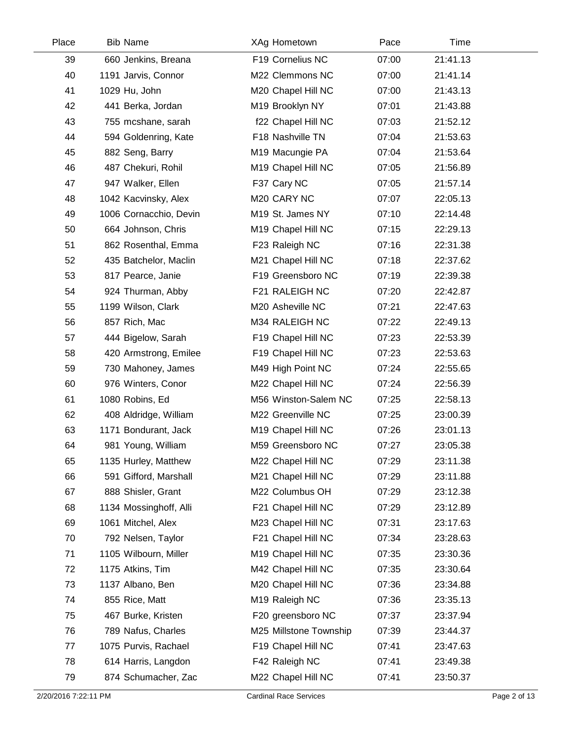| Place | Bib | Name | XAg | Hometown | Pace | Time |
|---|---|---|---|---|---|---|
| 39 | 660 | Jenkins, Breana | F19 | Cornelius NC | 07:00 | 21:41.13 |
| 40 | 1191 | Jarvis, Connor | M22 | Clemmons NC | 07:00 | 21:41.14 |
| 41 | 1029 | Hu, John | M20 | Chapel Hill NC | 07:00 | 21:43.13 |
| 42 | 441 | Berka, Jordan | M19 | Brooklyn NY | 07:01 | 21:43.88 |
| 43 | 755 | mcshane, sarah | f22 | Chapel Hill NC | 07:03 | 21:52.12 |
| 44 | 594 | Goldenring, Kate | F18 | Nashville TN | 07:04 | 21:53.63 |
| 45 | 882 | Seng, Barry | M19 | Macungie PA | 07:04 | 21:53.64 |
| 46 | 487 | Chekuri, Rohil | M19 | Chapel Hill NC | 07:05 | 21:56.89 |
| 47 | 947 | Walker, Ellen | F37 | Cary NC | 07:05 | 21:57.14 |
| 48 | 1042 | Kacvinsky, Alex | M20 | CARY NC | 07:07 | 22:05.13 |
| 49 | 1006 | Cornacchio, Devin | M19 | St. James NY | 07:10 | 22:14.48 |
| 50 | 664 | Johnson, Chris | M19 | Chapel Hill NC | 07:15 | 22:29.13 |
| 51 | 862 | Rosenthal, Emma | F23 | Raleigh NC | 07:16 | 22:31.38 |
| 52 | 435 | Batchelor, Maclin | M21 | Chapel Hill NC | 07:18 | 22:37.62 |
| 53 | 817 | Pearce, Janie | F19 | Greensboro NC | 07:19 | 22:39.38 |
| 54 | 924 | Thurman, Abby | F21 | RALEIGH NC | 07:20 | 22:42.87 |
| 55 | 1199 | Wilson, Clark | M20 | Asheville NC | 07:21 | 22:47.63 |
| 56 | 857 | Rich, Mac | M34 | RALEIGH NC | 07:22 | 22:49.13 |
| 57 | 444 | Bigelow, Sarah | F19 | Chapel Hill NC | 07:23 | 22:53.39 |
| 58 | 420 | Armstrong, Emilee | F19 | Chapel Hill NC | 07:23 | 22:53.63 |
| 59 | 730 | Mahoney, James | M49 | High Point NC | 07:24 | 22:55.65 |
| 60 | 976 | Winters, Conor | M22 | Chapel Hill NC | 07:24 | 22:56.39 |
| 61 | 1080 | Robins, Ed | M56 | Winston-Salem NC | 07:25 | 22:58.13 |
| 62 | 408 | Aldridge, William | M22 | Greenville NC | 07:25 | 23:00.39 |
| 63 | 1171 | Bondurant, Jack | M19 | Chapel Hill NC | 07:26 | 23:01.13 |
| 64 | 981 | Young, William | M59 | Greensboro NC | 07:27 | 23:05.38 |
| 65 | 1135 | Hurley, Matthew | M22 | Chapel Hill NC | 07:29 | 23:11.38 |
| 66 | 591 | Gifford, Marshall | M21 | Chapel Hill NC | 07:29 | 23:11.88 |
| 67 | 888 | Shisler, Grant | M22 | Columbus OH | 07:29 | 23:12.38 |
| 68 | 1134 | Mossinghoff, Alli | F21 | Chapel Hill NC | 07:29 | 23:12.89 |
| 69 | 1061 | Mitchel, Alex | M23 | Chapel Hill NC | 07:31 | 23:17.63 |
| 70 | 792 | Nelsen, Taylor | F21 | Chapel Hill NC | 07:34 | 23:28.63 |
| 71 | 1105 | Wilbourn, Miller | M19 | Chapel Hill NC | 07:35 | 23:30.36 |
| 72 | 1175 | Atkins, Tim | M42 | Chapel Hill NC | 07:35 | 23:30.64 |
| 73 | 1137 | Albano, Ben | M20 | Chapel Hill NC | 07:36 | 23:34.88 |
| 74 | 855 | Rice, Matt | M19 | Raleigh NC | 07:36 | 23:35.13 |
| 75 | 467 | Burke, Kristen | F20 | greensboro NC | 07:37 | 23:37.94 |
| 76 | 789 | Nafus, Charles | M25 | Millstone Township | 07:39 | 23:44.37 |
| 77 | 1075 | Purvis, Rachael | F19 | Chapel Hill NC | 07:41 | 23:47.63 |
| 78 | 614 | Harris, Langdon | F42 | Raleigh NC | 07:41 | 23:49.38 |
| 79 | 874 | Schumacher, Zac | M22 | Chapel Hill NC | 07:41 | 23:50.37 |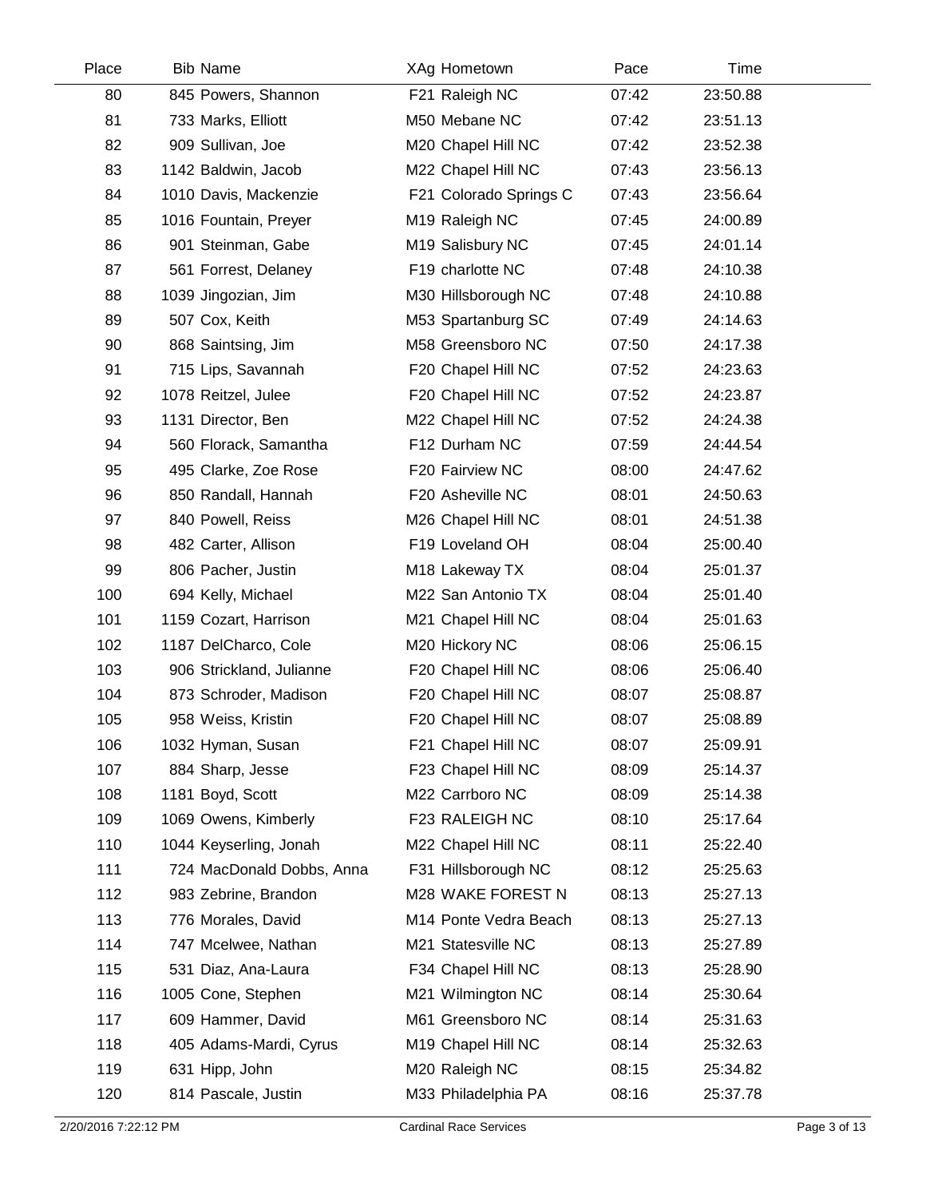| Place | Bib | Name | XAg | Hometown | Pace | Time |
|---|---|---|---|---|---|---|
| 80 | 845 | Powers, Shannon | F21 | Raleigh NC | 07:42 | 23:50.88 |
| 81 | 733 | Marks, Elliott | M50 | Mebane NC | 07:42 | 23:51.13 |
| 82 | 909 | Sullivan, Joe | M20 | Chapel Hill NC | 07:42 | 23:52.38 |
| 83 | 1142 | Baldwin, Jacob | M22 | Chapel Hill NC | 07:43 | 23:56.13 |
| 84 | 1010 | Davis, Mackenzie | F21 | Colorado Springs C | 07:43 | 23:56.64 |
| 85 | 1016 | Fountain, Preyer | M19 | Raleigh NC | 07:45 | 24:00.89 |
| 86 | 901 | Steinman, Gabe | M19 | Salisbury NC | 07:45 | 24:01.14 |
| 87 | 561 | Forrest, Delaney | F19 | charlotte NC | 07:48 | 24:10.38 |
| 88 | 1039 | Jingozian, Jim | M30 | Hillsborough NC | 07:48 | 24:10.88 |
| 89 | 507 | Cox, Keith | M53 | Spartanburg SC | 07:49 | 24:14.63 |
| 90 | 868 | Saintsing, Jim | M58 | Greensboro NC | 07:50 | 24:17.38 |
| 91 | 715 | Lips, Savannah | F20 | Chapel Hill NC | 07:52 | 24:23.63 |
| 92 | 1078 | Reitzel, Julee | F20 | Chapel Hill NC | 07:52 | 24:23.87 |
| 93 | 1131 | Director, Ben | M22 | Chapel Hill NC | 07:52 | 24:24.38 |
| 94 | 560 | Florack, Samantha | F12 | Durham NC | 07:59 | 24:44.54 |
| 95 | 495 | Clarke, Zoe Rose | F20 | Fairview NC | 08:00 | 24:47.62 |
| 96 | 850 | Randall, Hannah | F20 | Asheville NC | 08:01 | 24:50.63 |
| 97 | 840 | Powell, Reiss | M26 | Chapel Hill NC | 08:01 | 24:51.38 |
| 98 | 482 | Carter, Allison | F19 | Loveland OH | 08:04 | 25:00.40 |
| 99 | 806 | Pacher, Justin | M18 | Lakeway TX | 08:04 | 25:01.37 |
| 100 | 694 | Kelly, Michael | M22 | San Antonio TX | 08:04 | 25:01.40 |
| 101 | 1159 | Cozart, Harrison | M21 | Chapel Hill NC | 08:04 | 25:01.63 |
| 102 | 1187 | DelCharco, Cole | M20 | Hickory NC | 08:06 | 25:06.15 |
| 103 | 906 | Strickland, Julianne | F20 | Chapel Hill NC | 08:06 | 25:06.40 |
| 104 | 873 | Schroder, Madison | F20 | Chapel Hill NC | 08:07 | 25:08.87 |
| 105 | 958 | Weiss, Kristin | F20 | Chapel Hill NC | 08:07 | 25:08.89 |
| 106 | 1032 | Hyman, Susan | F21 | Chapel Hill NC | 08:07 | 25:09.91 |
| 107 | 884 | Sharp, Jesse | F23 | Chapel Hill NC | 08:09 | 25:14.37 |
| 108 | 1181 | Boyd, Scott | M22 | Carrboro NC | 08:09 | 25:14.38 |
| 109 | 1069 | Owens, Kimberly | F23 | RALEIGH NC | 08:10 | 25:17.64 |
| 110 | 1044 | Keyserling, Jonah | M22 | Chapel Hill NC | 08:11 | 25:22.40 |
| 111 | 724 | MacDonald Dobbs, Anna | F31 | Hillsborough NC | 08:12 | 25:25.63 |
| 112 | 983 | Zebrine, Brandon | M28 | WAKE FOREST N | 08:13 | 25:27.13 |
| 113 | 776 | Morales, David | M14 | Ponte Vedra Beach | 08:13 | 25:27.13 |
| 114 | 747 | Mcelwee, Nathan | M21 | Statesville NC | 08:13 | 25:27.89 |
| 115 | 531 | Diaz, Ana-Laura | F34 | Chapel Hill NC | 08:13 | 25:28.90 |
| 116 | 1005 | Cone, Stephen | M21 | Wilmington NC | 08:14 | 25:30.64 |
| 117 | 609 | Hammer, David | M61 | Greensboro NC | 08:14 | 25:31.63 |
| 118 | 405 | Adams-Mardi, Cyrus | M19 | Chapel Hill NC | 08:14 | 25:32.63 |
| 119 | 631 | Hipp, John | M20 | Raleigh NC | 08:15 | 25:34.82 |
| 120 | 814 | Pascale, Justin | M33 | Philadelphia PA | 08:16 | 25:37.78 |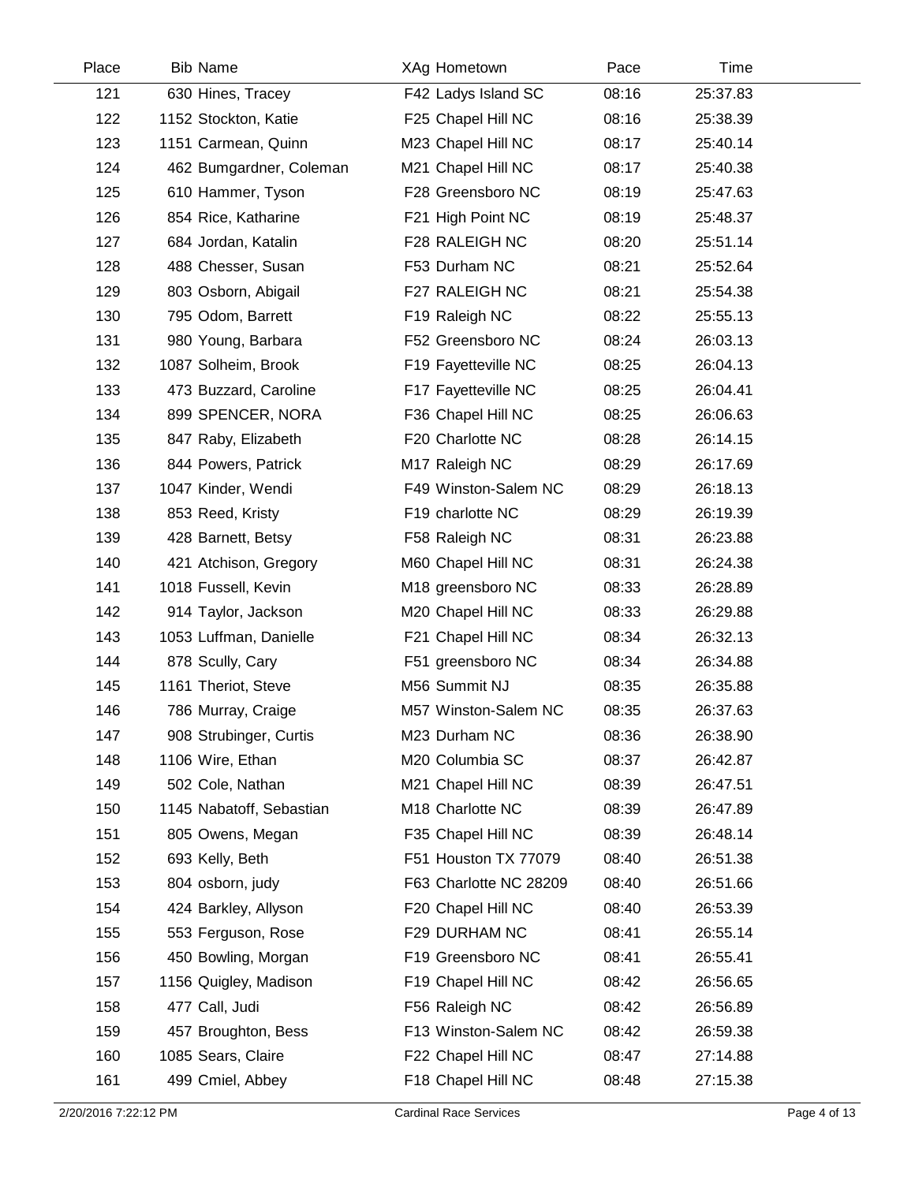| Place | Bib | Name | XAg | Hometown | Pace | Time |
|---|---|---|---|---|---|---|
| 121 | 630 | Hines, Tracey | F42 | Ladys Island SC | 08:16 | 25:37.83 |
| 122 | 1152 | Stockton, Katie | F25 | Chapel Hill NC | 08:16 | 25:38.39 |
| 123 | 1151 | Carmean, Quinn | M23 | Chapel Hill NC | 08:17 | 25:40.14 |
| 124 | 462 | Bumgardner, Coleman | M21 | Chapel Hill NC | 08:17 | 25:40.38 |
| 125 | 610 | Hammer, Tyson | F28 | Greensboro NC | 08:19 | 25:47.63 |
| 126 | 854 | Rice, Katharine | F21 | High Point NC | 08:19 | 25:48.37 |
| 127 | 684 | Jordan, Katalin | F28 | RALEIGH NC | 08:20 | 25:51.14 |
| 128 | 488 | Chesser, Susan | F53 | Durham NC | 08:21 | 25:52.64 |
| 129 | 803 | Osborn, Abigail | F27 | RALEIGH NC | 08:21 | 25:54.38 |
| 130 | 795 | Odom, Barrett | F19 | Raleigh NC | 08:22 | 25:55.13 |
| 131 | 980 | Young, Barbara | F52 | Greensboro NC | 08:24 | 26:03.13 |
| 132 | 1087 | Solheim, Brook | F19 | Fayetteville NC | 08:25 | 26:04.13 |
| 133 | 473 | Buzzard, Caroline | F17 | Fayetteville NC | 08:25 | 26:04.41 |
| 134 | 899 | SPENCER, NORA | F36 | Chapel Hill NC | 08:25 | 26:06.63 |
| 135 | 847 | Raby, Elizabeth | F20 | Charlotte NC | 08:28 | 26:14.15 |
| 136 | 844 | Powers, Patrick | M17 | Raleigh NC | 08:29 | 26:17.69 |
| 137 | 1047 | Kinder, Wendi | F49 | Winston-Salem NC | 08:29 | 26:18.13 |
| 138 | 853 | Reed, Kristy | F19 | charlotte NC | 08:29 | 26:19.39 |
| 139 | 428 | Barnett, Betsy | F58 | Raleigh NC | 08:31 | 26:23.88 |
| 140 | 421 | Atchison, Gregory | M60 | Chapel Hill NC | 08:31 | 26:24.38 |
| 141 | 1018 | Fussell, Kevin | M18 | greensboro NC | 08:33 | 26:28.89 |
| 142 | 914 | Taylor, Jackson | M20 | Chapel Hill NC | 08:33 | 26:29.88 |
| 143 | 1053 | Luffman, Danielle | F21 | Chapel Hill NC | 08:34 | 26:32.13 |
| 144 | 878 | Scully, Cary | F51 | greensboro NC | 08:34 | 26:34.88 |
| 145 | 1161 | Theriot, Steve | M56 | Summit NJ | 08:35 | 26:35.88 |
| 146 | 786 | Murray, Craige | M57 | Winston-Salem NC | 08:35 | 26:37.63 |
| 147 | 908 | Strubinger, Curtis | M23 | Durham NC | 08:36 | 26:38.90 |
| 148 | 1106 | Wire, Ethan | M20 | Columbia SC | 08:37 | 26:42.87 |
| 149 | 502 | Cole, Nathan | M21 | Chapel Hill NC | 08:39 | 26:47.51 |
| 150 | 1145 | Nabatoff, Sebastian | M18 | Charlotte NC | 08:39 | 26:47.89 |
| 151 | 805 | Owens, Megan | F35 | Chapel Hill NC | 08:39 | 26:48.14 |
| 152 | 693 | Kelly, Beth | F51 | Houston TX 77079 | 08:40 | 26:51.38 |
| 153 | 804 | osborn, judy | F63 | Charlotte NC 28209 | 08:40 | 26:51.66 |
| 154 | 424 | Barkley, Allyson | F20 | Chapel Hill NC | 08:40 | 26:53.39 |
| 155 | 553 | Ferguson, Rose | F29 | DURHAM NC | 08:41 | 26:55.14 |
| 156 | 450 | Bowling, Morgan | F19 | Greensboro NC | 08:41 | 26:55.41 |
| 157 | 1156 | Quigley, Madison | F19 | Chapel Hill NC | 08:42 | 26:56.65 |
| 158 | 477 | Call, Judi | F56 | Raleigh NC | 08:42 | 26:56.89 |
| 159 | 457 | Broughton, Bess | F13 | Winston-Salem NC | 08:42 | 26:59.38 |
| 160 | 1085 | Sears, Claire | F22 | Chapel Hill NC | 08:47 | 27:14.88 |
| 161 | 499 | Cmiel, Abbey | F18 | Chapel Hill NC | 08:48 | 27:15.38 |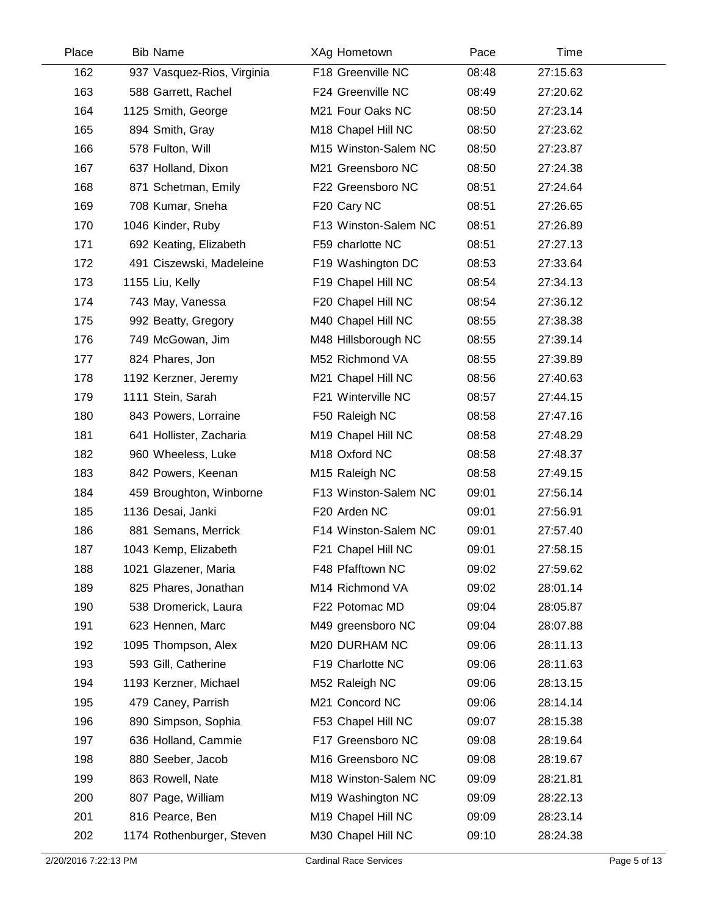| Place | Bib | Name | XAg | Hometown | Pace | Time |
|---|---|---|---|---|---|---|
| 162 | 937 | Vasquez-Rios, Virginia | F18 | Greenville NC | 08:48 | 27:15.63 |
| 163 | 588 | Garrett, Rachel | F24 | Greenville NC | 08:49 | 27:20.62 |
| 164 | 1125 | Smith, George | M21 | Four Oaks NC | 08:50 | 27:23.14 |
| 165 | 894 | Smith, Gray | M18 | Chapel Hill NC | 08:50 | 27:23.62 |
| 166 | 578 | Fulton, Will | M15 | Winston-Salem NC | 08:50 | 27:23.87 |
| 167 | 637 | Holland, Dixon | M21 | Greensboro NC | 08:50 | 27:24.38 |
| 168 | 871 | Schetman, Emily | F22 | Greensboro NC | 08:51 | 27:24.64 |
| 169 | 708 | Kumar, Sneha | F20 | Cary NC | 08:51 | 27:26.65 |
| 170 | 1046 | Kinder, Ruby | F13 | Winston-Salem NC | 08:51 | 27:26.89 |
| 171 | 692 | Keating, Elizabeth | F59 | charlotte NC | 08:51 | 27:27.13 |
| 172 | 491 | Ciszewski, Madeleine | F19 | Washington DC | 08:53 | 27:33.64 |
| 173 | 1155 | Liu, Kelly | F19 | Chapel Hill NC | 08:54 | 27:34.13 |
| 174 | 743 | May, Vanessa | F20 | Chapel Hill NC | 08:54 | 27:36.12 |
| 175 | 992 | Beatty, Gregory | M40 | Chapel Hill NC | 08:55 | 27:38.38 |
| 176 | 749 | McGowan, Jim | M48 | Hillsborough NC | 08:55 | 27:39.14 |
| 177 | 824 | Phares, Jon | M52 | Richmond VA | 08:55 | 27:39.89 |
| 178 | 1192 | Kerzner, Jeremy | M21 | Chapel Hill NC | 08:56 | 27:40.63 |
| 179 | 1111 | Stein, Sarah | F21 | Winterville NC | 08:57 | 27:44.15 |
| 180 | 843 | Powers, Lorraine | F50 | Raleigh NC | 08:58 | 27:47.16 |
| 181 | 641 | Hollister, Zacharia | M19 | Chapel Hill NC | 08:58 | 27:48.29 |
| 182 | 960 | Wheeless, Luke | M18 | Oxford NC | 08:58 | 27:48.37 |
| 183 | 842 | Powers, Keenan | M15 | Raleigh NC | 08:58 | 27:49.15 |
| 184 | 459 | Broughton, Winborne | F13 | Winston-Salem NC | 09:01 | 27:56.14 |
| 185 | 1136 | Desai, Janki | F20 | Arden NC | 09:01 | 27:56.91 |
| 186 | 881 | Semans, Merrick | F14 | Winston-Salem NC | 09:01 | 27:57.40 |
| 187 | 1043 | Kemp, Elizabeth | F21 | Chapel Hill NC | 09:01 | 27:58.15 |
| 188 | 1021 | Glazener, Maria | F48 | Pfafftown NC | 09:02 | 27:59.62 |
| 189 | 825 | Phares, Jonathan | M14 | Richmond VA | 09:02 | 28:01.14 |
| 190 | 538 | Dromerick, Laura | F22 | Potomac MD | 09:04 | 28:05.87 |
| 191 | 623 | Hennen, Marc | M49 | greensboro NC | 09:04 | 28:07.88 |
| 192 | 1095 | Thompson, Alex | M20 | DURHAM NC | 09:06 | 28:11.13 |
| 193 | 593 | Gill, Catherine | F19 | Charlotte NC | 09:06 | 28:11.63 |
| 194 | 1193 | Kerzner, Michael | M52 | Raleigh NC | 09:06 | 28:13.15 |
| 195 | 479 | Caney, Parrish | M21 | Concord NC | 09:06 | 28:14.14 |
| 196 | 890 | Simpson, Sophia | F53 | Chapel Hill NC | 09:07 | 28:15.38 |
| 197 | 636 | Holland, Cammie | F17 | Greensboro NC | 09:08 | 28:19.64 |
| 198 | 880 | Seeber, Jacob | M16 | Greensboro NC | 09:08 | 28:19.67 |
| 199 | 863 | Rowell, Nate | M18 | Winston-Salem NC | 09:09 | 28:21.81 |
| 200 | 807 | Page, William | M19 | Washington NC | 09:09 | 28:22.13 |
| 201 | 816 | Pearce, Ben | M19 | Chapel Hill NC | 09:09 | 28:23.14 |
| 202 | 1174 | Rothenburger, Steven | M30 | Chapel Hill NC | 09:10 | 28:24.38 |

2/20/2016 7:22:13 PM — Cardinal Race Services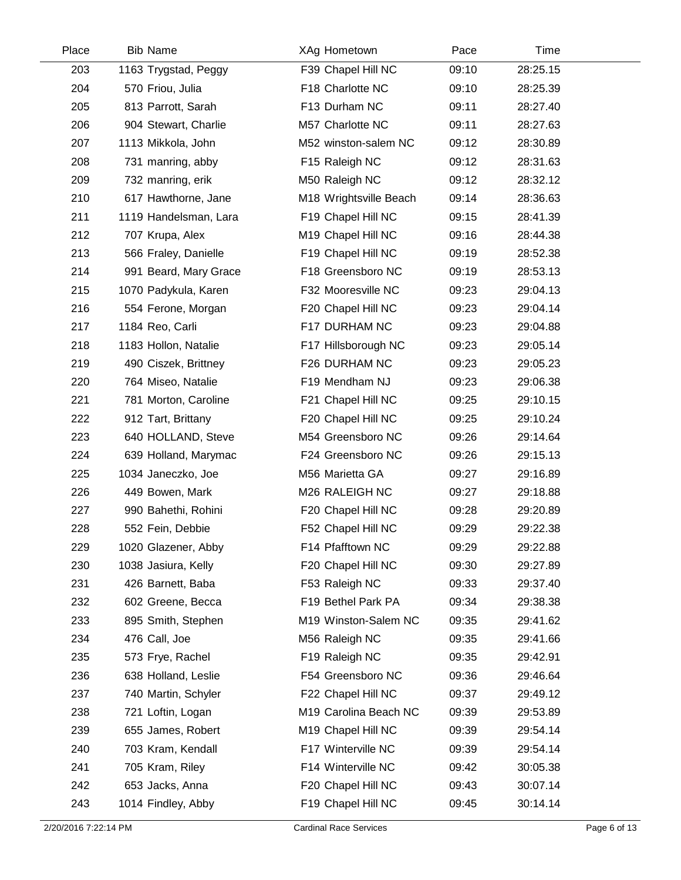| Place | Bib | Name | XAg | Hometown | Pace | Time |
|---|---|---|---|---|---|---|
| 203 | 1163 | Trygstad, Peggy | F39 | Chapel Hill NC | 09:10 | 28:25.15 |
| 204 | 570 | Friou, Julia | F18 | Charlotte NC | 09:10 | 28:25.39 |
| 205 | 813 | Parrott, Sarah | F13 | Durham NC | 09:11 | 28:27.40 |
| 206 | 904 | Stewart, Charlie | M57 | Charlotte NC | 09:11 | 28:27.63 |
| 207 | 1113 | Mikkola, John | M52 | winston-salem NC | 09:12 | 28:30.89 |
| 208 | 731 | manring, abby | F15 | Raleigh NC | 09:12 | 28:31.63 |
| 209 | 732 | manring, erik | M50 | Raleigh NC | 09:12 | 28:32.12 |
| 210 | 617 | Hawthorne, Jane | M18 | Wrightsville Beach | 09:14 | 28:36.63 |
| 211 | 1119 | Handelsman, Lara | F19 | Chapel Hill NC | 09:15 | 28:41.39 |
| 212 | 707 | Krupa, Alex | M19 | Chapel Hill NC | 09:16 | 28:44.38 |
| 213 | 566 | Fraley, Danielle | F19 | Chapel Hill NC | 09:19 | 28:52.38 |
| 214 | 991 | Beard, Mary Grace | F18 | Greensboro NC | 09:19 | 28:53.13 |
| 215 | 1070 | Padykula, Karen | F32 | Mooresville NC | 09:23 | 29:04.13 |
| 216 | 554 | Ferone, Morgan | F20 | Chapel Hill NC | 09:23 | 29:04.14 |
| 217 | 1184 | Reo, Carli | F17 | DURHAM NC | 09:23 | 29:04.88 |
| 218 | 1183 | Hollon, Natalie | F17 | Hillsborough NC | 09:23 | 29:05.14 |
| 219 | 490 | Ciszek, Brittney | F26 | DURHAM NC | 09:23 | 29:05.23 |
| 220 | 764 | Miseo, Natalie | F19 | Mendham NJ | 09:23 | 29:06.38 |
| 221 | 781 | Morton, Caroline | F21 | Chapel Hill NC | 09:25 | 29:10.15 |
| 222 | 912 | Tart, Brittany | F20 | Chapel Hill NC | 09:25 | 29:10.24 |
| 223 | 640 | HOLLAND, Steve | M54 | Greensboro NC | 09:26 | 29:14.64 |
| 224 | 639 | Holland, Marymac | F24 | Greensboro NC | 09:26 | 29:15.13 |
| 225 | 1034 | Janeczko, Joe | M56 | Marietta GA | 09:27 | 29:16.89 |
| 226 | 449 | Bowen, Mark | M26 | RALEIGH NC | 09:27 | 29:18.88 |
| 227 | 990 | Bahethi, Rohini | F20 | Chapel Hill NC | 09:28 | 29:20.89 |
| 228 | 552 | Fein, Debbie | F52 | Chapel Hill NC | 09:29 | 29:22.38 |
| 229 | 1020 | Glazener, Abby | F14 | Pfafftown NC | 09:29 | 29:22.88 |
| 230 | 1038 | Jasiura, Kelly | F20 | Chapel Hill NC | 09:30 | 29:27.89 |
| 231 | 426 | Barnett, Baba | F53 | Raleigh NC | 09:33 | 29:37.40 |
| 232 | 602 | Greene, Becca | F19 | Bethel Park PA | 09:34 | 29:38.38 |
| 233 | 895 | Smith, Stephen | M19 | Winston-Salem NC | 09:35 | 29:41.62 |
| 234 | 476 | Call, Joe | M56 | Raleigh NC | 09:35 | 29:41.66 |
| 235 | 573 | Frye, Rachel | F19 | Raleigh NC | 09:35 | 29:42.91 |
| 236 | 638 | Holland, Leslie | F54 | Greensboro NC | 09:36 | 29:46.64 |
| 237 | 740 | Martin, Schyler | F22 | Chapel Hill NC | 09:37 | 29:49.12 |
| 238 | 721 | Loftin, Logan | M19 | Carolina Beach NC | 09:39 | 29:53.89 |
| 239 | 655 | James, Robert | M19 | Chapel Hill NC | 09:39 | 29:54.14 |
| 240 | 703 | Kram, Kendall | F17 | Winterville NC | 09:39 | 29:54.14 |
| 241 | 705 | Kram, Riley | F14 | Winterville NC | 09:42 | 30:05.38 |
| 242 | 653 | Jacks, Anna | F20 | Chapel Hill NC | 09:43 | 30:07.14 |
| 243 | 1014 | Findley, Abby | F19 | Chapel Hill NC | 09:45 | 30:14.14 |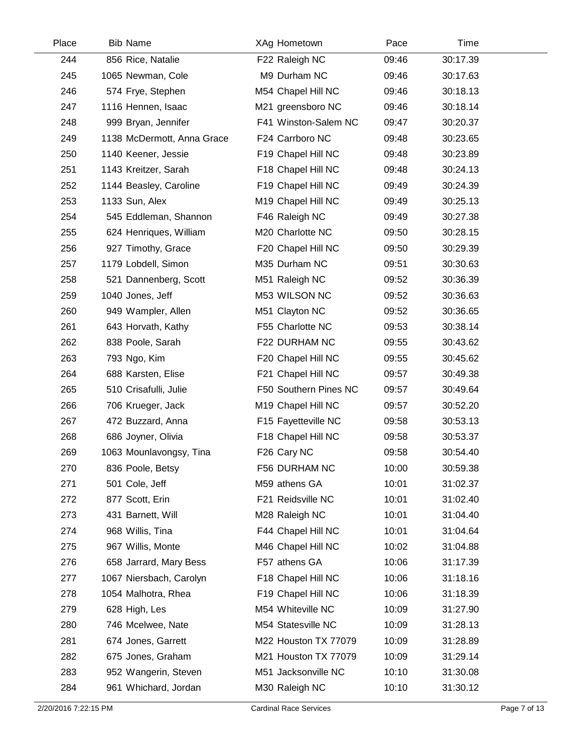| Place | Bib | Name | XAg | Hometown | Pace | Time |
|---|---|---|---|---|---|---|
| 244 | 856 | Rice, Natalie | F22 | Raleigh NC | 09:46 | 30:17.39 |
| 245 | 1065 | Newman, Cole | M9 | Durham NC | 09:46 | 30:17.63 |
| 246 | 574 | Frye, Stephen | M54 | Chapel Hill NC | 09:46 | 30:18.13 |
| 247 | 1116 | Hennen, Isaac | M21 | greensboro NC | 09:46 | 30:18.14 |
| 248 | 999 | Bryan, Jennifer | F41 | Winston-Salem NC | 09:47 | 30:20.37 |
| 249 | 1138 | McDermott, Anna Grace | F24 | Carrboro NC | 09:48 | 30:23.65 |
| 250 | 1140 | Keener, Jessie | F19 | Chapel Hill NC | 09:48 | 30:23.89 |
| 251 | 1143 | Kreitzer, Sarah | F18 | Chapel Hill NC | 09:48 | 30:24.13 |
| 252 | 1144 | Beasley, Caroline | F19 | Chapel Hill NC | 09:49 | 30:24.39 |
| 253 | 1133 | Sun, Alex | M19 | Chapel Hill NC | 09:49 | 30:25.13 |
| 254 | 545 | Eddleman, Shannon | F46 | Raleigh NC | 09:49 | 30:27.38 |
| 255 | 624 | Henriques, William | M20 | Charlotte NC | 09:50 | 30:28.15 |
| 256 | 927 | Timothy, Grace | F20 | Chapel Hill NC | 09:50 | 30:29.39 |
| 257 | 1179 | Lobdell, Simon | M35 | Durham NC | 09:51 | 30:30.63 |
| 258 | 521 | Dannenberg, Scott | M51 | Raleigh NC | 09:52 | 30:36.39 |
| 259 | 1040 | Jones, Jeff | M53 | WILSON NC | 09:52 | 30:36.63 |
| 260 | 949 | Wampler, Allen | M51 | Clayton NC | 09:52 | 30:36.65 |
| 261 | 643 | Horvath, Kathy | F55 | Charlotte NC | 09:53 | 30:38.14 |
| 262 | 838 | Poole, Sarah | F22 | DURHAM NC | 09:55 | 30:43.62 |
| 263 | 793 | Ngo, Kim | F20 | Chapel Hill NC | 09:55 | 30:45.62 |
| 264 | 688 | Karsten, Elise | F21 | Chapel Hill NC | 09:57 | 30:49.38 |
| 265 | 510 | Crisafulli, Julie | F50 | Southern Pines NC | 09:57 | 30:49.64 |
| 266 | 706 | Krueger, Jack | M19 | Chapel Hill NC | 09:57 | 30:52.20 |
| 267 | 472 | Buzzard, Anna | F15 | Fayetteville NC | 09:58 | 30:53.13 |
| 268 | 686 | Joyner, Olivia | F18 | Chapel Hill NC | 09:58 | 30:53.37 |
| 269 | 1063 | Mounlavongsy, Tina | F26 | Cary NC | 09:58 | 30:54.40 |
| 270 | 836 | Poole, Betsy | F56 | DURHAM NC | 10:00 | 30:59.38 |
| 271 | 501 | Cole, Jeff | M59 | athens GA | 10:01 | 31:02.37 |
| 272 | 877 | Scott, Erin | F21 | Reidsville NC | 10:01 | 31:02.40 |
| 273 | 431 | Barnett, Will | M28 | Raleigh NC | 10:01 | 31:04.40 |
| 274 | 968 | Willis, Tina | F44 | Chapel Hill NC | 10:01 | 31:04.64 |
| 275 | 967 | Willis, Monte | M46 | Chapel Hill NC | 10:02 | 31:04.88 |
| 276 | 658 | Jarrard, Mary Bess | F57 | athens GA | 10:06 | 31:17.39 |
| 277 | 1067 | Niersbach, Carolyn | F18 | Chapel Hill NC | 10:06 | 31:18.16 |
| 278 | 1054 | Malhotra, Rhea | F19 | Chapel Hill NC | 10:06 | 31:18.39 |
| 279 | 628 | High, Les | M54 | Whiteville NC | 10:09 | 31:27.90 |
| 280 | 746 | Mcelwee, Nate | M54 | Statesville NC | 10:09 | 31:28.13 |
| 281 | 674 | Jones, Garrett | M22 | Houston TX 77079 | 10:09 | 31:28.89 |
| 282 | 675 | Jones, Graham | M21 | Houston TX 77079 | 10:09 | 31:29.14 |
| 283 | 952 | Wangerin, Steven | M51 | Jacksonville NC | 10:10 | 31:30.08 |
| 284 | 961 | Whichard, Jordan | M30 | Raleigh NC | 10:10 | 31:30.12 |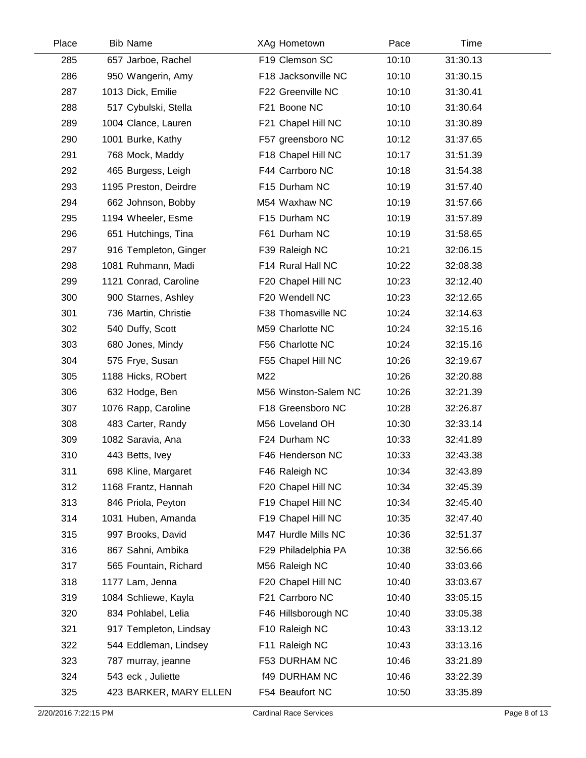| Place | Bib | Name | XAg | Hometown | Pace | Time |
|---|---|---|---|---|---|---|
| 285 | 657 | Jarboe, Rachel | F19 | Clemson SC | 10:10 | 31:30.13 |
| 286 | 950 | Wangerin, Amy | F18 | Jacksonville NC | 10:10 | 31:30.15 |
| 287 | 1013 | Dick, Emilie | F22 | Greenville NC | 10:10 | 31:30.41 |
| 288 | 517 | Cybulski, Stella | F21 | Boone NC | 10:10 | 31:30.64 |
| 289 | 1004 | Clance, Lauren | F21 | Chapel Hill NC | 10:10 | 31:30.89 |
| 290 | 1001 | Burke, Kathy | F57 | greensboro NC | 10:12 | 31:37.65 |
| 291 | 768 | Mock, Maddy | F18 | Chapel Hill NC | 10:17 | 31:51.39 |
| 292 | 465 | Burgess, Leigh | F44 | Carrboro NC | 10:18 | 31:54.38 |
| 293 | 1195 | Preston, Deirdre | F15 | Durham NC | 10:19 | 31:57.40 |
| 294 | 662 | Johnson, Bobby | M54 | Waxhaw NC | 10:19 | 31:57.66 |
| 295 | 1194 | Wheeler, Esme | F15 | Durham NC | 10:19 | 31:57.89 |
| 296 | 651 | Hutchings, Tina | F61 | Durham NC | 10:19 | 31:58.65 |
| 297 | 916 | Templeton, Ginger | F39 | Raleigh NC | 10:21 | 32:06.15 |
| 298 | 1081 | Ruhmann, Madi | F14 | Rural Hall NC | 10:22 | 32:08.38 |
| 299 | 1121 | Conrad, Caroline | F20 | Chapel Hill NC | 10:23 | 32:12.40 |
| 300 | 900 | Starnes, Ashley | F20 | Wendell NC | 10:23 | 32:12.65 |
| 301 | 736 | Martin, Christie | F38 | Thomasville NC | 10:24 | 32:14.63 |
| 302 | 540 | Duffy, Scott | M59 | Charlotte NC | 10:24 | 32:15.16 |
| 303 | 680 | Jones, Mindy | F56 | Charlotte NC | 10:24 | 32:15.16 |
| 304 | 575 | Frye, Susan | F55 | Chapel Hill NC | 10:26 | 32:19.67 |
| 305 | 1188 | Hicks, RObert | M22 | | 10:26 | 32:20.88 |
| 306 | 632 | Hodge, Ben | M56 | Winston-Salem NC | 10:26 | 32:21.39 |
| 307 | 1076 | Rapp, Caroline | F18 | Greensboro NC | 10:28 | 32:26.87 |
| 308 | 483 | Carter, Randy | M56 | Loveland OH | 10:30 | 32:33.14 |
| 309 | 1082 | Saravia, Ana | F24 | Durham NC | 10:33 | 32:41.89 |
| 310 | 443 | Betts, Ivey | F46 | Henderson NC | 10:33 | 32:43.38 |
| 311 | 698 | Kline, Margaret | F46 | Raleigh NC | 10:34 | 32:43.89 |
| 312 | 1168 | Frantz, Hannah | F20 | Chapel Hill NC | 10:34 | 32:45.39 |
| 313 | 846 | Priola, Peyton | F19 | Chapel Hill NC | 10:34 | 32:45.40 |
| 314 | 1031 | Huben, Amanda | F19 | Chapel Hill NC | 10:35 | 32:47.40 |
| 315 | 997 | Brooks, David | M47 | Hurdle Mills NC | 10:36 | 32:51.37 |
| 316 | 867 | Sahni, Ambika | F29 | Philadelphia PA | 10:38 | 32:56.66 |
| 317 | 565 | Fountain, Richard | M56 | Raleigh NC | 10:40 | 33:03.66 |
| 318 | 1177 | Lam, Jenna | F20 | Chapel Hill NC | 10:40 | 33:03.67 |
| 319 | 1084 | Schliewe, Kayla | F21 | Carrboro NC | 10:40 | 33:05.15 |
| 320 | 834 | Pohlabel, Lelia | F46 | Hillsborough NC | 10:40 | 33:05.38 |
| 321 | 917 | Templeton, Lindsay | F10 | Raleigh NC | 10:43 | 33:13.12 |
| 322 | 544 | Eddleman, Lindsey | F11 | Raleigh NC | 10:43 | 33:13.16 |
| 323 | 787 | murray, jeanne | F53 | DURHAM NC | 10:46 | 33:21.89 |
| 324 | 543 | eck , Juliette | f49 | DURHAM NC | 10:46 | 33:22.39 |
| 325 | 423 | BARKER, MARY ELLEN | F54 | Beaufort NC | 10:50 | 33:35.89 |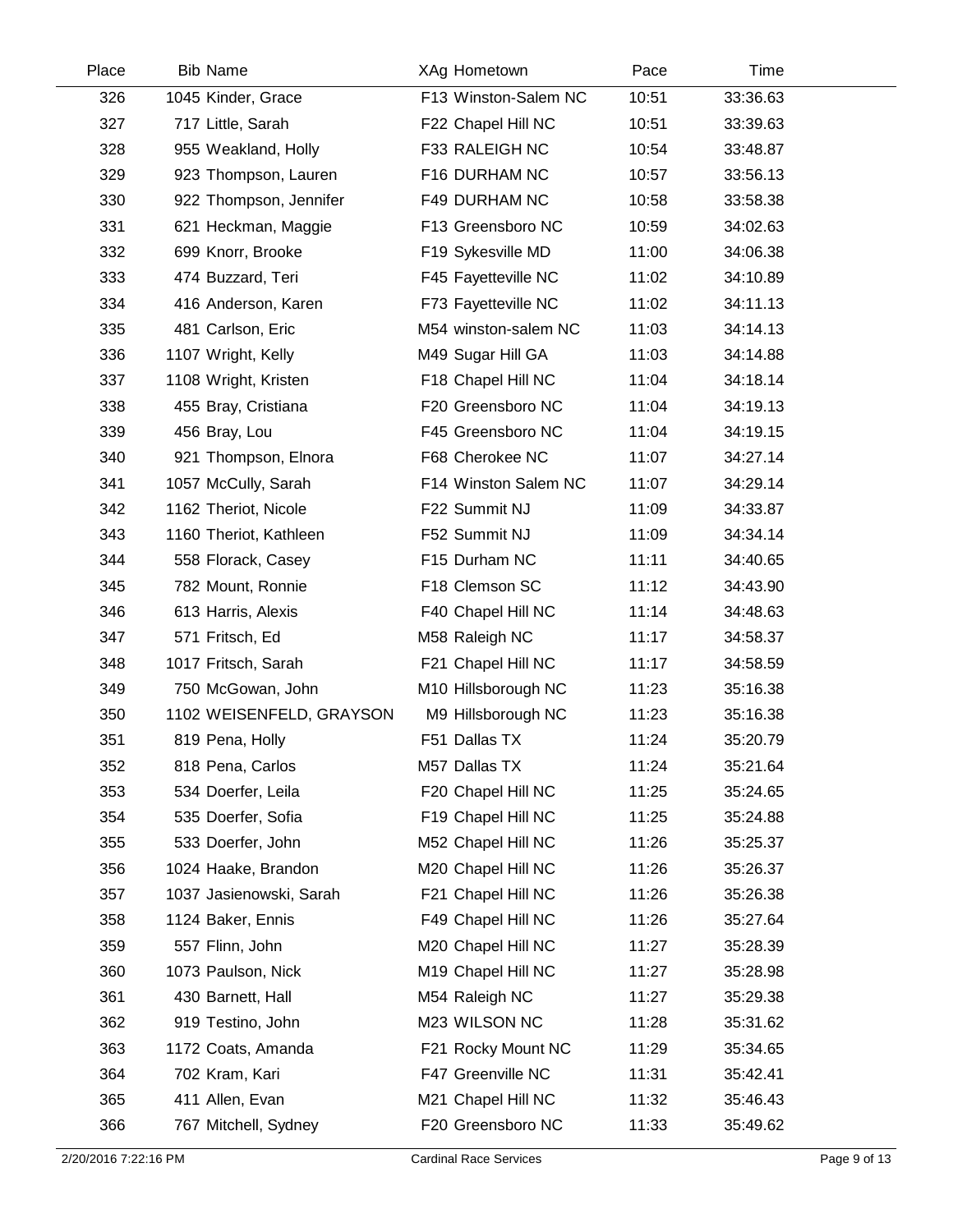| Place | Bib | Name | XAg | Hometown | Pace | Time |
|---|---|---|---|---|---|---|
| 326 | 1045 | Kinder, Grace | F13 | Winston-Salem NC | 10:51 | 33:36.63 |
| 327 | 717 | Little, Sarah | F22 | Chapel Hill NC | 10:51 | 33:39.63 |
| 328 | 955 | Weakland, Holly | F33 | RALEIGH NC | 10:54 | 33:48.87 |
| 329 | 923 | Thompson, Lauren | F16 | DURHAM NC | 10:57 | 33:56.13 |
| 330 | 922 | Thompson, Jennifer | F49 | DURHAM NC | 10:58 | 33:58.38 |
| 331 | 621 | Heckman, Maggie | F13 | Greensboro NC | 10:59 | 34:02.63 |
| 332 | 699 | Knorr, Brooke | F19 | Sykesville MD | 11:00 | 34:06.38 |
| 333 | 474 | Buzzard, Teri | F45 | Fayetteville NC | 11:02 | 34:10.89 |
| 334 | 416 | Anderson, Karen | F73 | Fayetteville NC | 11:02 | 34:11.13 |
| 335 | 481 | Carlson, Eric | M54 | winston-salem NC | 11:03 | 34:14.13 |
| 336 | 1107 | Wright, Kelly | M49 | Sugar Hill GA | 11:03 | 34:14.88 |
| 337 | 1108 | Wright, Kristen | F18 | Chapel Hill NC | 11:04 | 34:18.14 |
| 338 | 455 | Bray, Cristiana | F20 | Greensboro NC | 11:04 | 34:19.13 |
| 339 | 456 | Bray, Lou | F45 | Greensboro NC | 11:04 | 34:19.15 |
| 340 | 921 | Thompson, Elnora | F68 | Cherokee NC | 11:07 | 34:27.14 |
| 341 | 1057 | McCully, Sarah | F14 | Winston Salem NC | 11:07 | 34:29.14 |
| 342 | 1162 | Theriot, Nicole | F22 | Summit NJ | 11:09 | 34:33.87 |
| 343 | 1160 | Theriot, Kathleen | F52 | Summit NJ | 11:09 | 34:34.14 |
| 344 | 558 | Florack, Casey | F15 | Durham NC | 11:11 | 34:40.65 |
| 345 | 782 | Mount, Ronnie | F18 | Clemson SC | 11:12 | 34:43.90 |
| 346 | 613 | Harris, Alexis | F40 | Chapel Hill NC | 11:14 | 34:48.63 |
| 347 | 571 | Fritsch, Ed | M58 | Raleigh NC | 11:17 | 34:58.37 |
| 348 | 1017 | Fritsch, Sarah | F21 | Chapel Hill NC | 11:17 | 34:58.59 |
| 349 | 750 | McGowan, John | M10 | Hillsborough NC | 11:23 | 35:16.38 |
| 350 | 1102 | WEISENFELD, GRAYSON | M9 | Hillsborough NC | 11:23 | 35:16.38 |
| 351 | 819 | Pena, Holly | F51 | Dallas TX | 11:24 | 35:20.79 |
| 352 | 818 | Pena, Carlos | M57 | Dallas TX | 11:24 | 35:21.64 |
| 353 | 534 | Doerfer, Leila | F20 | Chapel Hill NC | 11:25 | 35:24.65 |
| 354 | 535 | Doerfer, Sofia | F19 | Chapel Hill NC | 11:25 | 35:24.88 |
| 355 | 533 | Doerfer, John | M52 | Chapel Hill NC | 11:26 | 35:25.37 |
| 356 | 1024 | Haake, Brandon | M20 | Chapel Hill NC | 11:26 | 35:26.37 |
| 357 | 1037 | Jasienowski, Sarah | F21 | Chapel Hill NC | 11:26 | 35:26.38 |
| 358 | 1124 | Baker, Ennis | F49 | Chapel Hill NC | 11:26 | 35:27.64 |
| 359 | 557 | Flinn, John | M20 | Chapel Hill NC | 11:27 | 35:28.39 |
| 360 | 1073 | Paulson, Nick | M19 | Chapel Hill NC | 11:27 | 35:28.98 |
| 361 | 430 | Barnett, Hall | M54 | Raleigh NC | 11:27 | 35:29.38 |
| 362 | 919 | Testino, John | M23 | WILSON NC | 11:28 | 35:31.62 |
| 363 | 1172 | Coats, Amanda | F21 | Rocky Mount NC | 11:29 | 35:34.65 |
| 364 | 702 | Kram, Kari | F47 | Greenville NC | 11:31 | 35:42.41 |
| 365 | 411 | Allen, Evan | M21 | Chapel Hill NC | 11:32 | 35:46.43 |
| 366 | 767 | Mitchell, Sydney | F20 | Greensboro NC | 11:33 | 35:49.62 |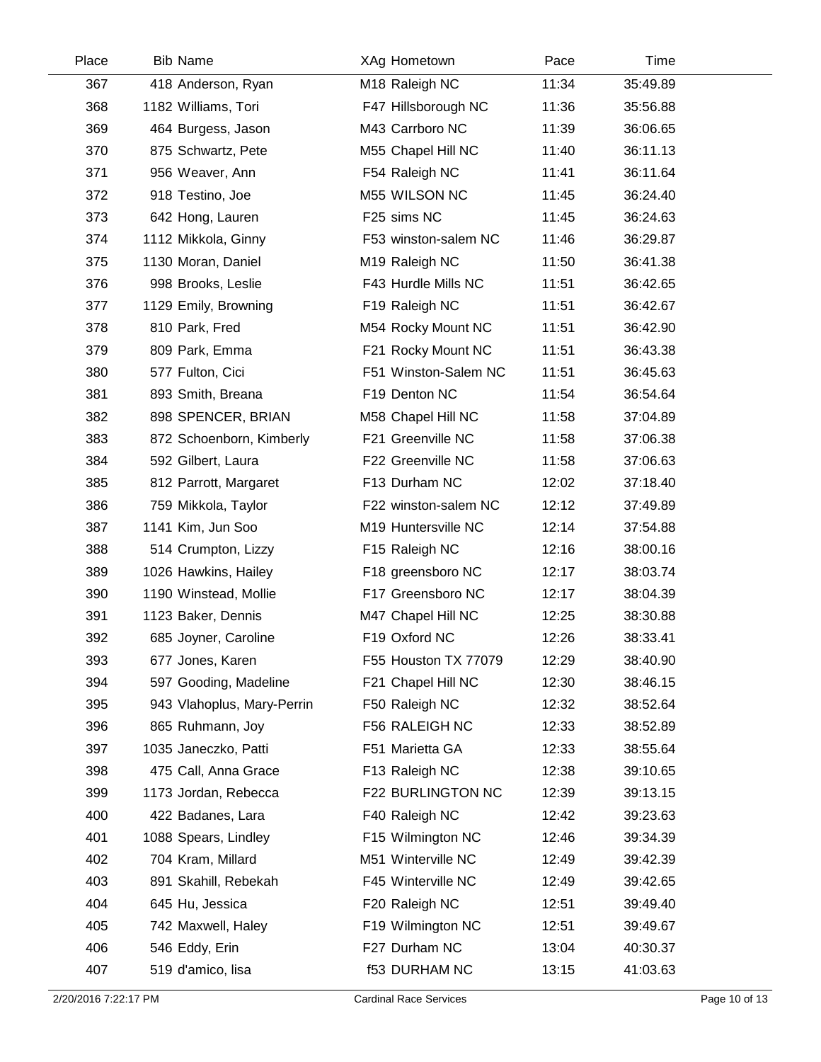| Place | Bib | Name | XAg | Hometown | Pace | Time |
|---|---|---|---|---|---|---|
| 367 | 418 | Anderson, Ryan | M18 | Raleigh NC | 11:34 | 35:49.89 |
| 368 | 1182 | Williams, Tori | F47 | Hillsborough NC | 11:36 | 35:56.88 |
| 369 | 464 | Burgess, Jason | M43 | Carrboro NC | 11:39 | 36:06.65 |
| 370 | 875 | Schwartz, Pete | M55 | Chapel Hill NC | 11:40 | 36:11.13 |
| 371 | 956 | Weaver, Ann | F54 | Raleigh NC | 11:41 | 36:11.64 |
| 372 | 918 | Testino, Joe | M55 | WILSON NC | 11:45 | 36:24.40 |
| 373 | 642 | Hong, Lauren | F25 | sims NC | 11:45 | 36:24.63 |
| 374 | 1112 | Mikkola, Ginny | F53 | winston-salem NC | 11:46 | 36:29.87 |
| 375 | 1130 | Moran, Daniel | M19 | Raleigh NC | 11:50 | 36:41.38 |
| 376 | 998 | Brooks, Leslie | F43 | Hurdle Mills NC | 11:51 | 36:42.65 |
| 377 | 1129 | Emily, Browning | F19 | Raleigh NC | 11:51 | 36:42.67 |
| 378 | 810 | Park, Fred | M54 | Rocky Mount NC | 11:51 | 36:42.90 |
| 379 | 809 | Park, Emma | F21 | Rocky Mount NC | 11:51 | 36:43.38 |
| 380 | 577 | Fulton, Cici | F51 | Winston-Salem NC | 11:51 | 36:45.63 |
| 381 | 893 | Smith, Breana | F19 | Denton NC | 11:54 | 36:54.64 |
| 382 | 898 | SPENCER, BRIAN | M58 | Chapel Hill NC | 11:58 | 37:04.89 |
| 383 | 872 | Schoenborn, Kimberly | F21 | Greenville NC | 11:58 | 37:06.38 |
| 384 | 592 | Gilbert, Laura | F22 | Greenville NC | 11:58 | 37:06.63 |
| 385 | 812 | Parrott, Margaret | F13 | Durham NC | 12:02 | 37:18.40 |
| 386 | 759 | Mikkola, Taylor | F22 | winston-salem NC | 12:12 | 37:49.89 |
| 387 | 1141 | Kim, Jun Soo | M19 | Huntersville NC | 12:14 | 37:54.88 |
| 388 | 514 | Crumpton, Lizzy | F15 | Raleigh NC | 12:16 | 38:00.16 |
| 389 | 1026 | Hawkins, Hailey | F18 | greensboro NC | 12:17 | 38:03.74 |
| 390 | 1190 | Winstead, Mollie | F17 | Greensboro NC | 12:17 | 38:04.39 |
| 391 | 1123 | Baker, Dennis | M47 | Chapel Hill NC | 12:25 | 38:30.88 |
| 392 | 685 | Joyner, Caroline | F19 | Oxford NC | 12:26 | 38:33.41 |
| 393 | 677 | Jones, Karen | F55 | Houston TX 77079 | 12:29 | 38:40.90 |
| 394 | 597 | Gooding, Madeline | F21 | Chapel Hill NC | 12:30 | 38:46.15 |
| 395 | 943 | Vlahoplus, Mary-Perrin | F50 | Raleigh NC | 12:32 | 38:52.64 |
| 396 | 865 | Ruhmann, Joy | F56 | RALEIGH NC | 12:33 | 38:52.89 |
| 397 | 1035 | Janeczko, Patti | F51 | Marietta GA | 12:33 | 38:55.64 |
| 398 | 475 | Call, Anna Grace | F13 | Raleigh NC | 12:38 | 39:10.65 |
| 399 | 1173 | Jordan, Rebecca | F22 | BURLINGTON NC | 12:39 | 39:13.15 |
| 400 | 422 | Badanes, Lara | F40 | Raleigh NC | 12:42 | 39:23.63 |
| 401 | 1088 | Spears, Lindley | F15 | Wilmington NC | 12:46 | 39:34.39 |
| 402 | 704 | Kram, Millard | M51 | Winterville NC | 12:49 | 39:42.39 |
| 403 | 891 | Skahill, Rebekah | F45 | Winterville NC | 12:49 | 39:42.65 |
| 404 | 645 | Hu, Jessica | F20 | Raleigh NC | 12:51 | 39:49.40 |
| 405 | 742 | Maxwell, Haley | F19 | Wilmington NC | 12:51 | 39:49.67 |
| 406 | 546 | Eddy, Erin | F27 | Durham NC | 13:04 | 40:30.37 |
| 407 | 519 | d'amico, lisa | f53 | DURHAM NC | 13:15 | 41:03.63 |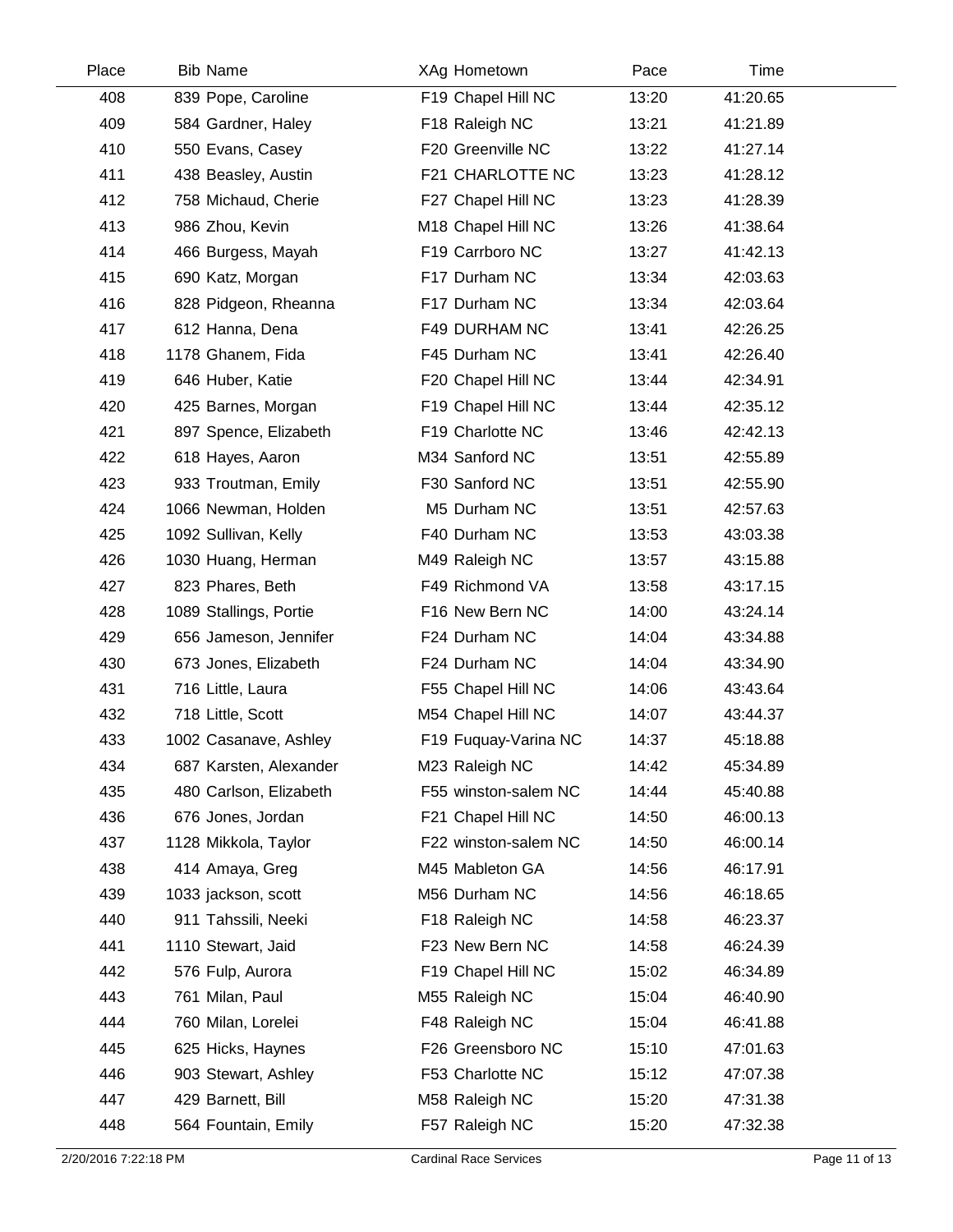| Place | Bib | Name | XAg | Hometown | Pace | Time |
|---|---|---|---|---|---|---|
| 408 | 839 | Pope, Caroline | F19 | Chapel Hill NC | 13:20 | 41:20.65 |
| 409 | 584 | Gardner, Haley | F18 | Raleigh NC | 13:21 | 41:21.89 |
| 410 | 550 | Evans, Casey | F20 | Greenville NC | 13:22 | 41:27.14 |
| 411 | 438 | Beasley, Austin | F21 | CHARLOTTE NC | 13:23 | 41:28.12 |
| 412 | 758 | Michaud, Cherie | F27 | Chapel Hill NC | 13:23 | 41:28.39 |
| 413 | 986 | Zhou, Kevin | M18 | Chapel Hill NC | 13:26 | 41:38.64 |
| 414 | 466 | Burgess, Mayah | F19 | Carrboro NC | 13:27 | 41:42.13 |
| 415 | 690 | Katz, Morgan | F17 | Durham NC | 13:34 | 42:03.63 |
| 416 | 828 | Pidgeon, Rheanna | F17 | Durham NC | 13:34 | 42:03.64 |
| 417 | 612 | Hanna, Dena | F49 | DURHAM NC | 13:41 | 42:26.25 |
| 418 | 1178 | Ghanem, Fida | F45 | Durham NC | 13:41 | 42:26.40 |
| 419 | 646 | Huber, Katie | F20 | Chapel Hill NC | 13:44 | 42:34.91 |
| 420 | 425 | Barnes, Morgan | F19 | Chapel Hill NC | 13:44 | 42:35.12 |
| 421 | 897 | Spence, Elizabeth | F19 | Charlotte NC | 13:46 | 42:42.13 |
| 422 | 618 | Hayes, Aaron | M34 | Sanford NC | 13:51 | 42:55.89 |
| 423 | 933 | Troutman, Emily | F30 | Sanford NC | 13:51 | 42:55.90 |
| 424 | 1066 | Newman, Holden | M5 | Durham NC | 13:51 | 42:57.63 |
| 425 | 1092 | Sullivan, Kelly | F40 | Durham NC | 13:53 | 43:03.38 |
| 426 | 1030 | Huang, Herman | M49 | Raleigh NC | 13:57 | 43:15.88 |
| 427 | 823 | Phares, Beth | F49 | Richmond VA | 13:58 | 43:17.15 |
| 428 | 1089 | Stallings, Portie | F16 | New Bern NC | 14:00 | 43:24.14 |
| 429 | 656 | Jameson, Jennifer | F24 | Durham NC | 14:04 | 43:34.88 |
| 430 | 673 | Jones, Elizabeth | F24 | Durham NC | 14:04 | 43:34.90 |
| 431 | 716 | Little, Laura | F55 | Chapel Hill NC | 14:06 | 43:43.64 |
| 432 | 718 | Little, Scott | M54 | Chapel Hill NC | 14:07 | 43:44.37 |
| 433 | 1002 | Casanave, Ashley | F19 | Fuquay-Varina NC | 14:37 | 45:18.88 |
| 434 | 687 | Karsten, Alexander | M23 | Raleigh NC | 14:42 | 45:34.89 |
| 435 | 480 | Carlson, Elizabeth | F55 | winston-salem NC | 14:44 | 45:40.88 |
| 436 | 676 | Jones, Jordan | F21 | Chapel Hill NC | 14:50 | 46:00.13 |
| 437 | 1128 | Mikkola, Taylor | F22 | winston-salem NC | 14:50 | 46:00.14 |
| 438 | 414 | Amaya, Greg | M45 | Mableton GA | 14:56 | 46:17.91 |
| 439 | 1033 | jackson, scott | M56 | Durham NC | 14:56 | 46:18.65 |
| 440 | 911 | Tahssili, Neeki | F18 | Raleigh NC | 14:58 | 46:23.37 |
| 441 | 1110 | Stewart, Jaid | F23 | New Bern NC | 14:58 | 46:24.39 |
| 442 | 576 | Fulp, Aurora | F19 | Chapel Hill NC | 15:02 | 46:34.89 |
| 443 | 761 | Milan, Paul | M55 | Raleigh NC | 15:04 | 46:40.90 |
| 444 | 760 | Milan, Lorelei | F48 | Raleigh NC | 15:04 | 46:41.88 |
| 445 | 625 | Hicks, Haynes | F26 | Greensboro NC | 15:10 | 47:01.63 |
| 446 | 903 | Stewart, Ashley | F53 | Charlotte NC | 15:12 | 47:07.38 |
| 447 | 429 | Barnett, Bill | M58 | Raleigh NC | 15:20 | 47:31.38 |
| 448 | 564 | Fountain, Emily | F57 | Raleigh NC | 15:20 | 47:32.38 |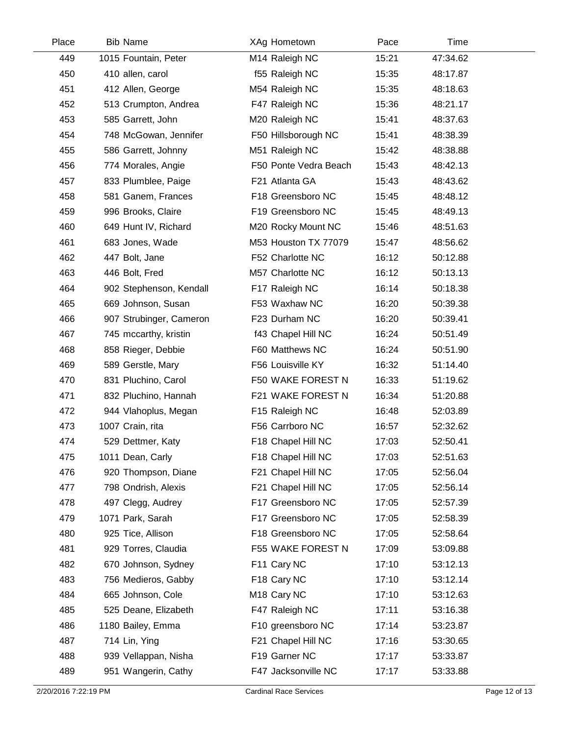| Place | Bib | Name | XAg | Hometown | Pace | Time |
|---|---|---|---|---|---|---|
| 449 | 1015 | Fountain, Peter | M14 | Raleigh NC | 15:21 | 47:34.62 |
| 450 | 410 | allen, carol | f55 | Raleigh NC | 15:35 | 48:17.87 |
| 451 | 412 | Allen, George | M54 | Raleigh NC | 15:35 | 48:18.63 |
| 452 | 513 | Crumpton, Andrea | F47 | Raleigh NC | 15:36 | 48:21.17 |
| 453 | 585 | Garrett, John | M20 | Raleigh NC | 15:41 | 48:37.63 |
| 454 | 748 | McGowan, Jennifer | F50 | Hillsborough NC | 15:41 | 48:38.39 |
| 455 | 586 | Garrett, Johnny | M51 | Raleigh NC | 15:42 | 48:38.88 |
| 456 | 774 | Morales, Angie | F50 | Ponte Vedra Beach | 15:43 | 48:42.13 |
| 457 | 833 | Plumblee, Paige | F21 | Atlanta GA | 15:43 | 48:43.62 |
| 458 | 581 | Ganem, Frances | F18 | Greensboro NC | 15:45 | 48:48.12 |
| 459 | 996 | Brooks, Claire | F19 | Greensboro NC | 15:45 | 48:49.13 |
| 460 | 649 | Hunt IV, Richard | M20 | Rocky Mount NC | 15:46 | 48:51.63 |
| 461 | 683 | Jones, Wade | M53 | Houston TX 77079 | 15:47 | 48:56.62 |
| 462 | 447 | Bolt, Jane | F52 | Charlotte NC | 16:12 | 50:12.88 |
| 463 | 446 | Bolt, Fred | M57 | Charlotte NC | 16:12 | 50:13.13 |
| 464 | 902 | Stephenson, Kendall | F17 | Raleigh NC | 16:14 | 50:18.38 |
| 465 | 669 | Johnson, Susan | F53 | Waxhaw NC | 16:20 | 50:39.38 |
| 466 | 907 | Strubinger, Cameron | F23 | Durham NC | 16:20 | 50:39.41 |
| 467 | 745 | mccarthy, kristin | f43 | Chapel Hill NC | 16:24 | 50:51.49 |
| 468 | 858 | Rieger, Debbie | F60 | Matthews NC | 16:24 | 50:51.90 |
| 469 | 589 | Gerstle, Mary | F56 | Louisville KY | 16:32 | 51:14.40 |
| 470 | 831 | Pluchino, Carol | F50 | WAKE FOREST N | 16:33 | 51:19.62 |
| 471 | 832 | Pluchino, Hannah | F21 | WAKE FOREST N | 16:34 | 51:20.88 |
| 472 | 944 | Vlahoplus, Megan | F15 | Raleigh NC | 16:48 | 52:03.89 |
| 473 | 1007 | Crain, rita | F56 | Carrboro NC | 16:57 | 52:32.62 |
| 474 | 529 | Dettmer, Katy | F18 | Chapel Hill NC | 17:03 | 52:50.41 |
| 475 | 1011 | Dean, Carly | F18 | Chapel Hill NC | 17:03 | 52:51.63 |
| 476 | 920 | Thompson, Diane | F21 | Chapel Hill NC | 17:05 | 52:56.04 |
| 477 | 798 | Ondrish, Alexis | F21 | Chapel Hill NC | 17:05 | 52:56.14 |
| 478 | 497 | Clegg, Audrey | F17 | Greensboro NC | 17:05 | 52:57.39 |
| 479 | 1071 | Park, Sarah | F17 | Greensboro NC | 17:05 | 52:58.39 |
| 480 | 925 | Tice, Allison | F18 | Greensboro NC | 17:05 | 52:58.64 |
| 481 | 929 | Torres, Claudia | F55 | WAKE FOREST N | 17:09 | 53:09.88 |
| 482 | 670 | Johnson, Sydney | F11 | Cary NC | 17:10 | 53:12.13 |
| 483 | 756 | Medieros, Gabby | F18 | Cary NC | 17:10 | 53:12.14 |
| 484 | 665 | Johnson, Cole | M18 | Cary NC | 17:10 | 53:12.63 |
| 485 | 525 | Deane, Elizabeth | F47 | Raleigh NC | 17:11 | 53:16.38 |
| 486 | 1180 | Bailey, Emma | F10 | greensboro NC | 17:14 | 53:23.87 |
| 487 | 714 | Lin, Ying | F21 | Chapel Hill NC | 17:16 | 53:30.65 |
| 488 | 939 | Vellappan, Nisha | F19 | Garner NC | 17:17 | 53:33.87 |
| 489 | 951 | Wangerin, Cathy | F47 | Jacksonville NC | 17:17 | 53:33.88 |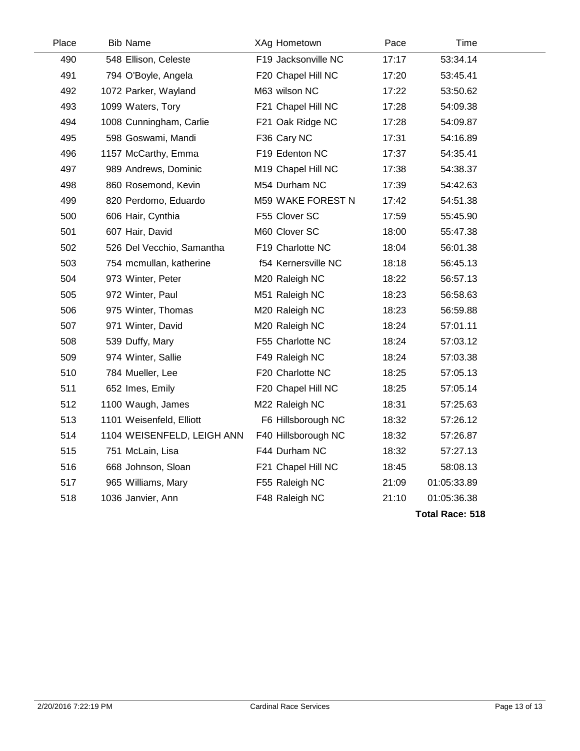| Place | Bib | Name | XAg | Hometown | Pace | Time |
|---|---|---|---|---|---|---|
| 490 | 548 | Ellison, Celeste | F19 | Jacksonville NC | 17:17 | 53:34.14 |
| 491 | 794 | O'Boyle, Angela | F20 | Chapel Hill NC | 17:20 | 53:45.41 |
| 492 | 1072 | Parker, Wayland | M63 | wilson NC | 17:22 | 53:50.62 |
| 493 | 1099 | Waters, Tory | F21 | Chapel Hill NC | 17:28 | 54:09.38 |
| 494 | 1008 | Cunningham, Carlie | F21 | Oak Ridge NC | 17:28 | 54:09.87 |
| 495 | 598 | Goswami, Mandi | F36 | Cary NC | 17:31 | 54:16.89 |
| 496 | 1157 | McCarthy, Emma | F19 | Edenton NC | 17:37 | 54:35.41 |
| 497 | 989 | Andrews, Dominic | M19 | Chapel Hill NC | 17:38 | 54:38.37 |
| 498 | 860 | Rosemond, Kevin | M54 | Durham NC | 17:39 | 54:42.63 |
| 499 | 820 | Perdomo, Eduardo | M59 | WAKE FOREST N | 17:42 | 54:51.38 |
| 500 | 606 | Hair, Cynthia | F55 | Clover SC | 17:59 | 55:45.90 |
| 501 | 607 | Hair, David | M60 | Clover SC | 18:00 | 55:47.38 |
| 502 | 526 | Del Vecchio, Samantha | F19 | Charlotte NC | 18:04 | 56:01.38 |
| 503 | 754 | mcmullan, katherine | f54 | Kernersville NC | 18:18 | 56:45.13 |
| 504 | 973 | Winter, Peter | M20 | Raleigh NC | 18:22 | 56:57.13 |
| 505 | 972 | Winter, Paul | M51 | Raleigh NC | 18:23 | 56:58.63 |
| 506 | 975 | Winter, Thomas | M20 | Raleigh NC | 18:23 | 56:59.88 |
| 507 | 971 | Winter, David | M20 | Raleigh NC | 18:24 | 57:01.11 |
| 508 | 539 | Duffy, Mary | F55 | Charlotte NC | 18:24 | 57:03.12 |
| 509 | 974 | Winter, Sallie | F49 | Raleigh NC | 18:24 | 57:03.38 |
| 510 | 784 | Mueller, Lee | F20 | Charlotte NC | 18:25 | 57:05.13 |
| 511 | 652 | Imes, Emily | F20 | Chapel Hill NC | 18:25 | 57:05.14 |
| 512 | 1100 | Waugh, James | M22 | Raleigh NC | 18:31 | 57:25.63 |
| 513 | 1101 | Weisenfeld, Elliott | F6 | Hillsborough NC | 18:32 | 57:26.12 |
| 514 | 1104 | WEISENFELD, LEIGH ANN | F40 | Hillsborough NC | 18:32 | 57:26.87 |
| 515 | 751 | McLain, Lisa | F44 | Durham NC | 18:32 | 57:27.13 |
| 516 | 668 | Johnson, Sloan | F21 | Chapel Hill NC | 18:45 | 58:08.13 |
| 517 | 965 | Williams, Mary | F55 | Raleigh NC | 21:09 | 01:05:33.89 |
| 518 | 1036 | Janvier, Ann | F48 | Raleigh NC | 21:10 | 01:05:36.38 |

**Total Race: 518**

2/20/2016 7:22:19 PM Cardinal Race Services